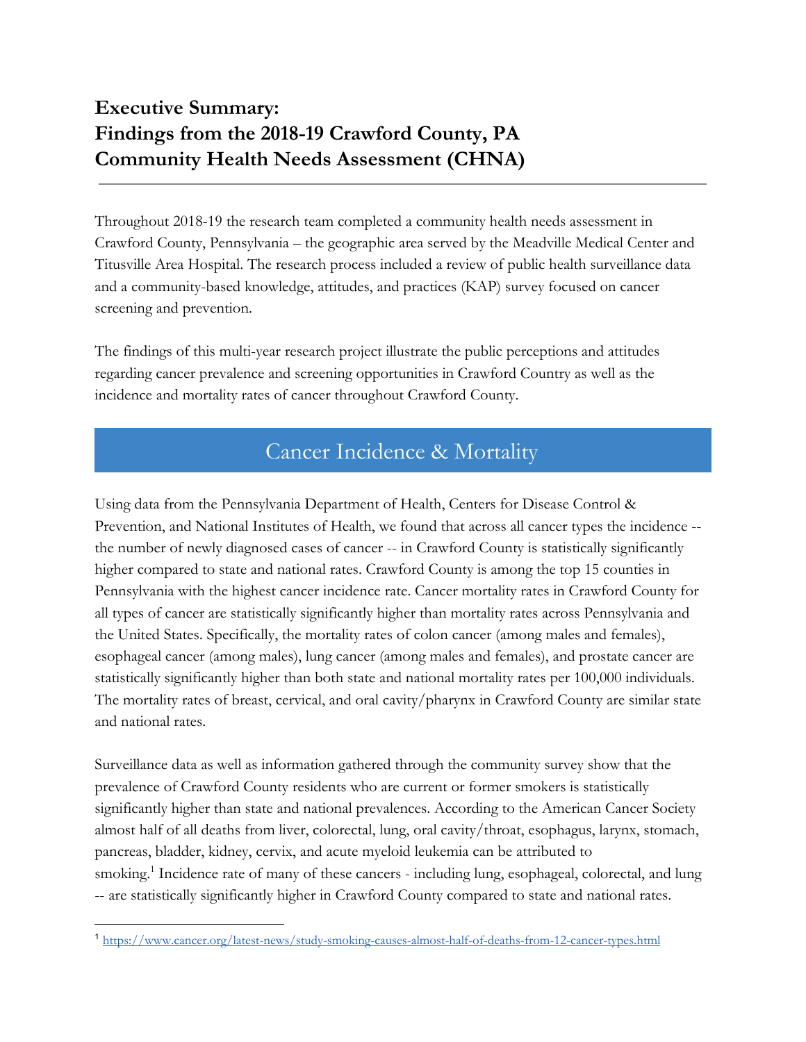# Executive Summary: Findings from the 2018-19 Crawford County, PA Community Health Needs Assessment (CHNA)

Throughout 2018-19 the research team completed a community health needs assessment in Crawford County, Pennsylvania – the geographic area served by the Meadville Medical Center and Titusville Area Hospital. The research process included a review of public health surveillance data and a community-based knowledge, attitudes, and practices (KAP) survey focused on cancer screening and prevention.

The findings of this multi-year research project illustrate the public perceptions and attitudes regarding cancer prevalence and screening opportunities in Crawford Country as well as the incidence and mortality rates of cancer throughout Crawford County.

## Cancer Incidence & Mortality

Using data from the Pennsylvania Department of Health, Centers for Disease Control & Prevention, and National Institutes of Health, we found that across all cancer types the incidence -- the number of newly diagnosed cases of cancer -- in Crawford County is statistically significantly higher compared to state and national rates. Crawford County is among the top 15 counties in Pennsylvania with the highest cancer incidence rate. Cancer mortality rates in Crawford County for all types of cancer are statistically significantly higher than mortality rates across Pennsylvania and the United States. Specifically, the mortality rates of colon cancer (among males and females), esophageal cancer (among males), lung cancer (among males and females), and prostate cancer are statistically significantly higher than both state and national mortality rates per 100,000 individuals. The mortality rates of breast, cervical, and oral cavity/pharynx in Crawford County are similar state and national rates.

Surveillance data as well as information gathered through the community survey show that the prevalence of Crawford County residents who are current or former smokers is statistically significantly higher than state and national prevalences. According to the American Cancer Society almost half of all deaths from liver, colorectal, lung, oral cavity/throat, esophagus, larynx, stomach, pancreas, bladder, kidney, cervix, and acute myeloid leukemia can be attributed to smoking.[1] Incidence rate of many of these cancers - including lung, esophageal, colorectal, and lung -- are statistically significantly higher in Crawford County compared to state and national rates.

[1] https://www.cancer.org/latest-news/study-smoking-causes-almost-half-of-deaths-from-12-cancer-types.html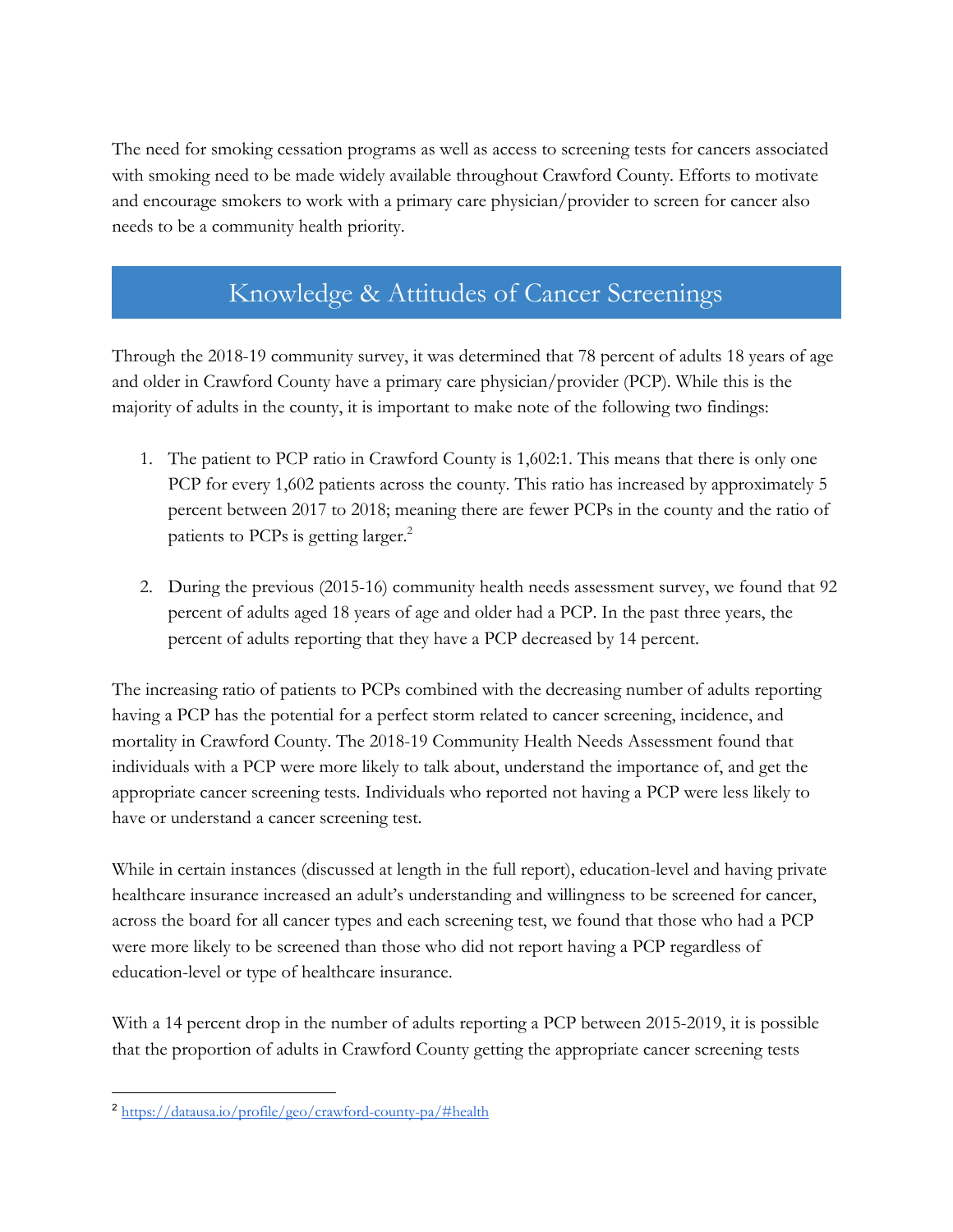The need for smoking cessation programs as well as access to screening tests for cancers associated with smoking need to be made widely available throughout Crawford County. Efforts to motivate and encourage smokers to work with a primary care physician/provider to screen for cancer also needs to be a community health priority.

## Knowledge & Attitudes of Cancer Screenings

Through the 2018-19 community survey, it was determined that 78 percent of adults 18 years of age and older in Crawford County have a primary care physician/provider (PCP). While this is the majority of adults in the county, it is important to make note of the following two findings:

1. The patient to PCP ratio in Crawford County is 1,602:1. This means that there is only one PCP for every 1,602 patients across the county. This ratio has increased by approximately 5 percent between 2017 to 2018; meaning there are fewer PCPs in the county and the ratio of patients to PCPs is getting larger.[2]

2. During the previous (2015-16) community health needs assessment survey, we found that 92 percent of adults aged 18 years of age and older had a PCP. In the past three years, the percent of adults reporting that they have a PCP decreased by 14 percent.

The increasing ratio of patients to PCPs combined with the decreasing number of adults reporting having a PCP has the potential for a perfect storm related to cancer screening, incidence, and mortality in Crawford County. The 2018-19 Community Health Needs Assessment found that individuals with a PCP were more likely to talk about, understand the importance of, and get the appropriate cancer screening tests. Individuals who reported not having a PCP were less likely to have or understand a cancer screening test.

While in certain instances (discussed at length in the full report), education-level and having private healthcare insurance increased an adult's understanding and willingness to be screened for cancer, across the board for all cancer types and each screening test, we found that those who had a PCP were more likely to be screened than those who did not report having a PCP regardless of education-level or type of healthcare insurance.

With a 14 percent drop in the number of adults reporting a PCP between 2015-2019, it is possible that the proportion of adults in Crawford County getting the appropriate cancer screening tests

[2] https://datausa.io/profile/geo/crawford-county-pa/#health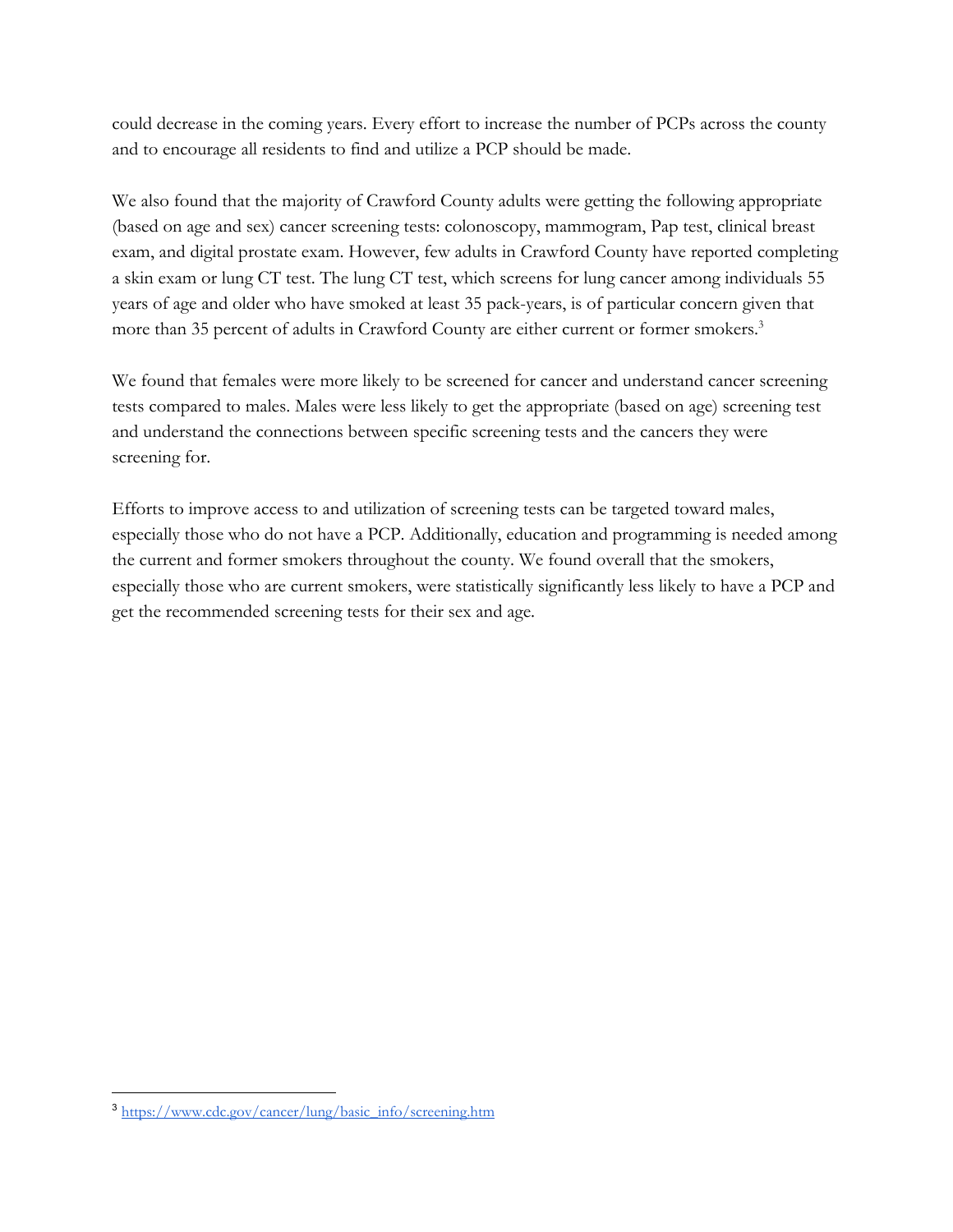could decrease in the coming years. Every effort to increase the number of PCPs across the county and to encourage all residents to find and utilize a PCP should be made.

We also found that the majority of Crawford County adults were getting the following appropriate (based on age and sex) cancer screening tests: colonoscopy, mammogram, Pap test, clinical breast exam, and digital prostate exam. However, few adults in Crawford County have reported completing a skin exam or lung CT test. The lung CT test, which screens for lung cancer among individuals 55 years of age and older who have smoked at least 35 pack-years, is of particular concern given that more than 35 percent of adults in Crawford County are either current or former smokers.[3]

We found that females were more likely to be screened for cancer and understand cancer screening tests compared to males. Males were less likely to get the appropriate (based on age) screening test and understand the connections between specific screening tests and the cancers they were screening for.

Efforts to improve access to and utilization of screening tests can be targeted toward males, especially those who do not have a PCP. Additionally, education and programming is needed among the current and former smokers throughout the county. We found overall that the smokers, especially those who are current smokers, were statistically significantly less likely to have a PCP and get the recommended screening tests for their sex and age.

---

[3] https://www.cdc.gov/cancer/lung/basic_info/screening.htm